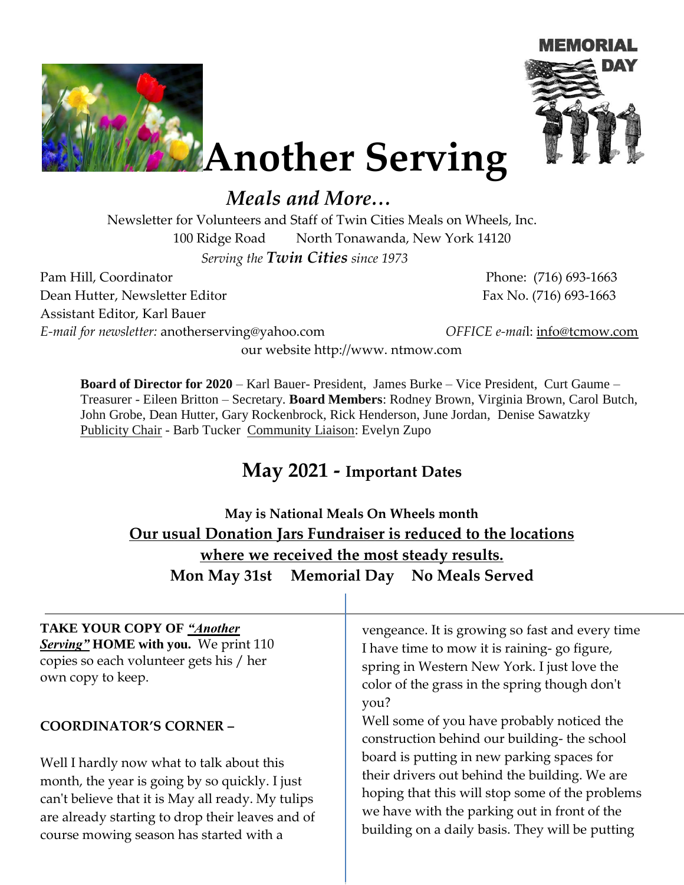# Another Serving

## *Meals and More…*

Newsletter for Volunteers and Staff of Twin Cities Meals on Wheels, Inc.
100 Ridge Road North Tonawanda, New York 14120
*Serving the **Twin Cities** since 1973*

Pam Hill, Coordinator Phone: (716) 693-1663
Dean Hutter, Newsletter Editor Fax No. (716) 693-1663
Assistant Editor, Karl Bauer
*E-mail for newsletter:* anotherserving@yahoo.com *OFFICE e-mail*: info@tcmow.com
our website http://www. ntmow.com

**Board of Director for 2020** – Karl Bauer- President, James Burke – Vice President, Curt Gaume – Treasurer - Eileen Britton – Secretary. **Board Members**: Rodney Brown, Virginia Brown, Carol Butch, John Grobe, Dean Hutter, Gary Rockenbrock, Rick Henderson, June Jordan, Denise Sawatzky
Publicity Chair - Barb Tucker Community Liaison: Evelyn Zupo

## May 2021 - Important Dates

**May is National Meals On Wheels month**

**Our usual Donation Jars Fundraiser is reduced to the locations where we received the most steady results.**

**Mon May 31st Memorial Day No Meals Served**

**TAKE YOUR COPY OF *"Another Serving"* HOME with you.** We print 110 copies so each volunteer gets his / her own copy to keep.

### COORDINATOR'S CORNER –

Well I hardly now what to talk about this month, the year is going by so quickly. I just can't believe that it is May all ready. My tulips are already starting to drop their leaves and of course mowing season has started with a vengeance. It is growing so fast and every time I have time to mow it is raining- go figure, spring in Western New York. I just love the color of the grass in the spring though don't you?

Well some of you have probably noticed the construction behind our building- the school board is putting in new parking spaces for their drivers out behind the building. We are hoping that this will stop some of the problems we have with the parking out in front of the building on a daily basis. They will be putting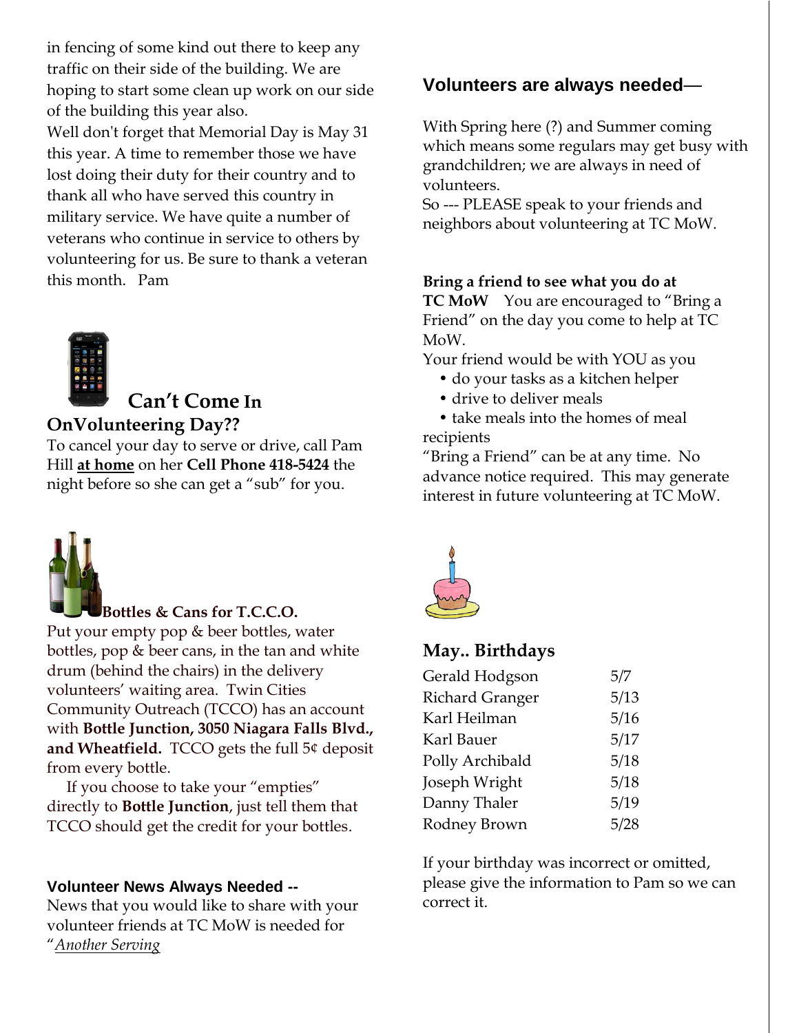in fencing of some kind out there to keep any traffic on their side of the building. We are hoping to start some clean up work on our side of the building this year also.

Well don't forget that Memorial Day is May 31 this year. A time to remember those we have lost doing their duty for their country and to thank all who have served this country in military service. We have quite a number of veterans who continue in service to others by volunteering for us. Be sure to thank a veteran this month.   Pam

## Can't Come In OnVolunteering Day??

To cancel your day to serve or drive, call Pam Hill **at home** on her **Cell Phone 418-5424** the night before so she can get a "sub" for you.

## Bottles & Cans for T.C.C.O.

Put your empty pop & beer bottles, water bottles, pop & beer cans, in the tan and white drum (behind the chairs) in the delivery volunteers' waiting area. Twin Cities Community Outreach (TCCO) has an account with **Bottle Junction, 3050 Niagara Falls Blvd., and Wheatfield.** TCCO gets the full 5¢ deposit from every bottle.

If you choose to take your "empties" directly to **Bottle Junction**, just tell them that TCCO should get the credit for your bottles.

### Volunteer News Always Needed --

News that you would like to share with your volunteer friends at TC MoW is needed for "*Another Serving*

### Volunteers are always needed—

With Spring here (?) and Summer coming which means some regulars may get busy with grandchildren; we are always in need of volunteers.

So --- PLEASE speak to your friends and neighbors about volunteering at TC MoW.

**Bring a friend to see what you do at TC MoW** You are encouraged to "Bring a Friend" on the day you come to help at TC MoW.

Your friend would be with YOU as you

- do your tasks as a kitchen helper
- drive to deliver meals
- take meals into the homes of meal recipients

"Bring a Friend" can be at any time. No advance notice required. This may generate interest in future volunteering at TC MoW.

## May.. Birthdays

| | |
|---|---|
| Gerald Hodgson | 5/7 |
| Richard Granger | 5/13 |
| Karl Heilman | 5/16 |
| Karl Bauer | 5/17 |
| Polly Archibald | 5/18 |
| Joseph Wright | 5/18 |
| Danny Thaler | 5/19 |
| Rodney Brown | 5/28 |

If your birthday was incorrect or omitted, please give the information to Pam so we can correct it.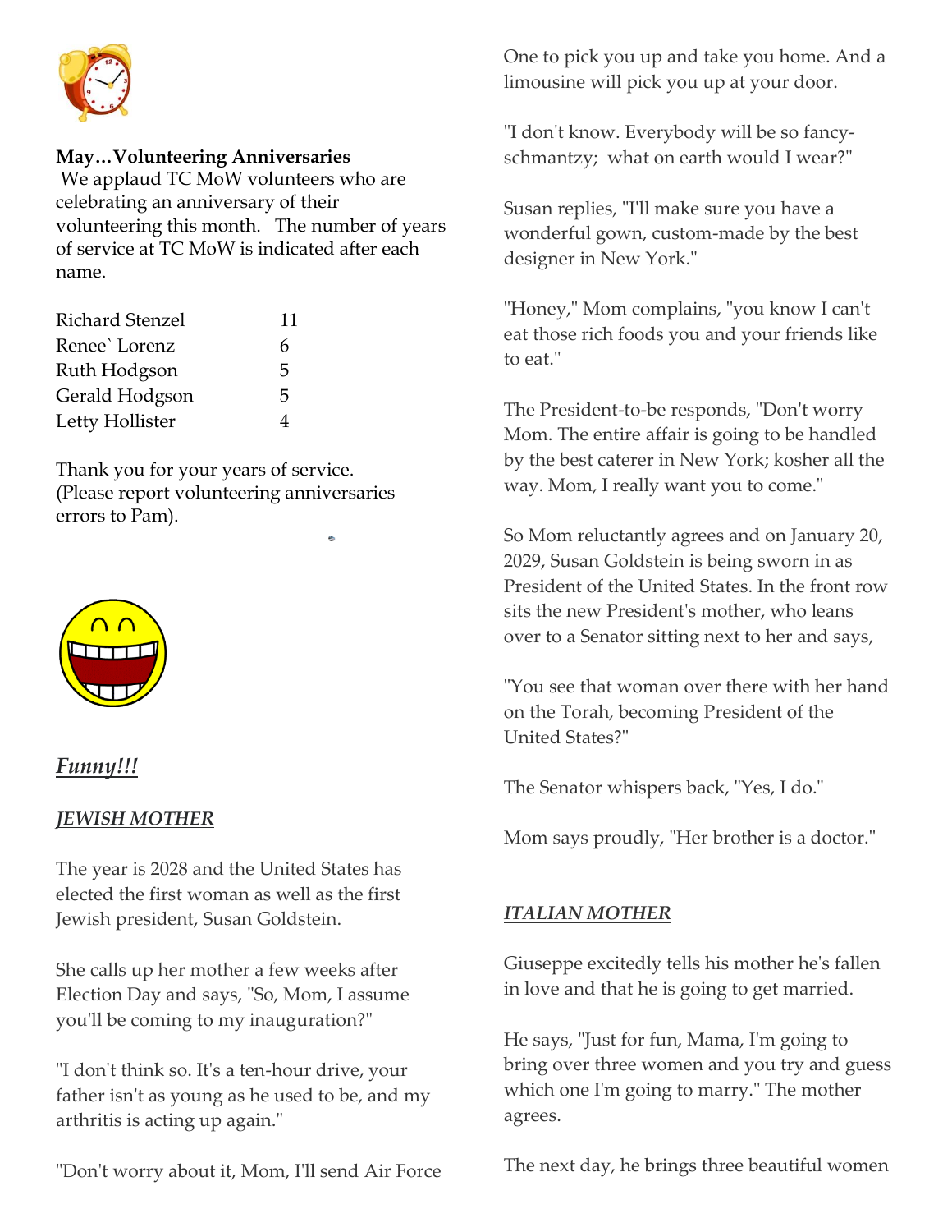**May…Volunteering Anniversaries**

We applaud TC MoW volunteers who are celebrating an anniversary of their volunteering this month. The number of years of service at TC MoW is indicated after each name.

| | |
|---|---|
| Richard Stenzel | 11 |
| Renee` Lorenz | 6 |
| Ruth Hodgson | 5 |
| Gerald Hodgson | 5 |
| Letty Hollister | 4 |

Thank you for your years of service. (Please report volunteering anniversaries errors to Pam).

***Funny!!!***

***JEWISH MOTHER***

The year is 2028 and the United States has elected the first woman as well as the first Jewish president, Susan Goldstein.

She calls up her mother a few weeks after Election Day and says, "So, Mom, I assume you'll be coming to my inauguration?"

"I don't think so. It's a ten-hour drive, your father isn't as young as he used to be, and my arthritis is acting up again."

"Don't worry about it, Mom, I'll send Air Force One to pick you up and take you home. And a limousine will pick you up at your door.

"I don't know. Everybody will be so fancy-schmantzy; what on earth would I wear?"

Susan replies, "I'll make sure you have a wonderful gown, custom-made by the best designer in New York."

"Honey," Mom complains, "you know I can't eat those rich foods you and your friends like to eat."

The President-to-be responds, "Don't worry Mom. The entire affair is going to be handled by the best caterer in New York; kosher all the way. Mom, I really want you to come."

So Mom reluctantly agrees and on January 20, 2029, Susan Goldstein is being sworn in as President of the United States. In the front row sits the new President's mother, who leans over to a Senator sitting next to her and says,

"You see that woman over there with her hand on the Torah, becoming President of the United States?"

The Senator whispers back, "Yes, I do."

Mom says proudly, "Her brother is a doctor."

***ITALIAN MOTHER***

Giuseppe excitedly tells his mother he's fallen in love and that he is going to get married.

He says, "Just for fun, Mama, I'm going to bring over three women and you try and guess which one I'm going to marry." The mother agrees.

The next day, he brings three beautiful women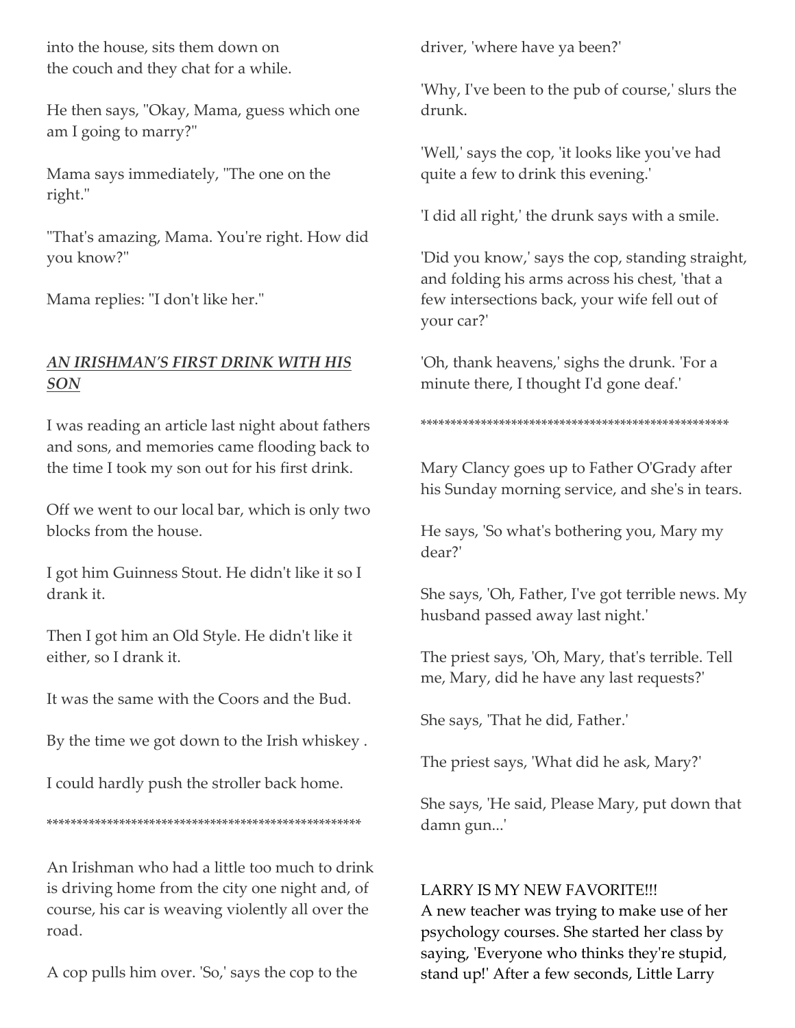into the house, sits them down on the couch and they chat for a while.

He then says, "Okay, Mama, guess which one am I going to marry?"

Mama says immediately, "The one on the right."

"That's amazing, Mama. You're right. How did you know?"

Mama replies: "I don't like her."

***<u>AN IRISHMAN'S FIRST DRINK WITH HIS SON</u>***

I was reading an article last night about fathers and sons, and memories came flooding back to the time I took my son out for his first drink.

Off we went to our local bar, which is only two blocks from the house.

I got him Guinness Stout. He didn't like it so I drank it.

Then I got him an Old Style. He didn't like it either, so I drank it.

It was the same with the Coors and the Bud.

By the time we got down to the Irish whiskey .

I could hardly push the stroller back home.

****************************************************

An Irishman who had a little too much to drink is driving home from the city one night and, of course, his car is weaving violently all over the road.

A cop pulls him over. 'So,' says the cop to the driver, 'where have ya been?'

'Why, I've been to the pub of course,' slurs the drunk.

'Well,' says the cop, 'it looks like you've had quite a few to drink this evening.'

'I did all right,' the drunk says with a smile.

'Did you know,' says the cop, standing straight, and folding his arms across his chest, 'that a few intersections back, your wife fell out of your car?'

'Oh, thank heavens,' sighs the drunk. 'For a minute there, I thought I'd gone deaf.'

****************************************************

Mary Clancy goes up to Father O'Grady after his Sunday morning service, and she's in tears.

He says, 'So what's bothering you, Mary my dear?'

She says, 'Oh, Father, I've got terrible news. My husband passed away last night.'

The priest says, 'Oh, Mary, that's terrible. Tell me, Mary, did he have any last requests?'

She says, 'That he did, Father.'

The priest says, 'What did he ask, Mary?'

She says, 'He said, Please Mary, put down that damn gun...'

LARRY IS MY NEW FAVORITE!!!
A new teacher was trying to make use of her psychology courses. She started her class by saying, 'Everyone who thinks they're stupid, stand up!' After a few seconds, Little Larry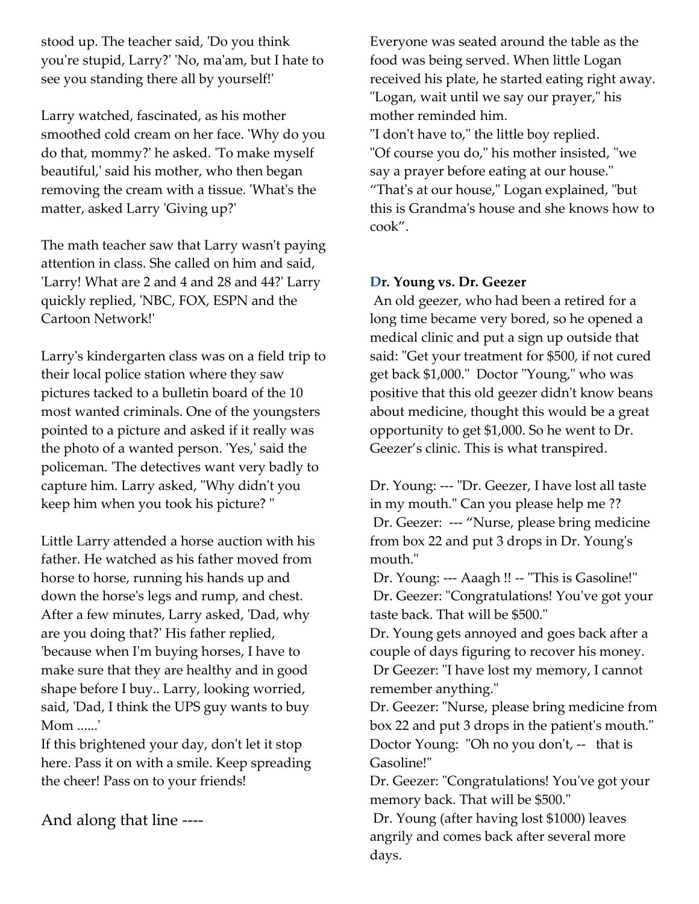stood up. The teacher said, 'Do you think you're stupid, Larry?' 'No, ma'am, but I hate to see you standing there all by yourself!'

Larry watched, fascinated, as his mother smoothed cold cream on her face. 'Why do you do that, mommy?' he asked. 'To make myself beautiful,' said his mother, who then began removing the cream with a tissue. 'What's the matter, asked Larry 'Giving up?'

The math teacher saw that Larry wasn't paying attention in class. She called on him and said, 'Larry! What are 2 and 4 and 28 and 44?' Larry quickly replied, 'NBC, FOX, ESPN and the Cartoon Network!'

Larry's kindergarten class was on a field trip to their local police station where they saw pictures tacked to a bulletin board of the 10 most wanted criminals. One of the youngsters pointed to a picture and asked if it really was the photo of a wanted person. 'Yes,' said the policeman. 'The detectives want very badly to capture him. Larry asked, "Why didn't you keep him when you took his picture? "

Little Larry attended a horse auction with his father. He watched as his father moved from horse to horse, running his hands up and down the horse's legs and rump, and chest. After a few minutes, Larry asked, 'Dad, why are you doing that?' His father replied, 'because when I'm buying horses, I have to make sure that they are healthy and in good shape before I buy.. Larry, looking worried, said, 'Dad, I think the UPS guy wants to buy Mom ......'

If this brightened your day, don't let it stop here. Pass it on with a smile. Keep spreading the cheer! Pass on to your friends!

And along that line ----

Everyone was seated around the table as the food was being served. When little Logan received his plate, he started eating right away. "Logan, wait until we say our prayer," his mother reminded him.

"I don't have to," the little boy replied.

"Of course you do," his mother insisted, "we say a prayer before eating at our house."

“That's at our house," Logan explained, "but this is Grandma's house and she knows how to cook”.

**Dr. Young vs. Dr. Geezer**

An old geezer, who had been a retired for a long time became very bored, so he opened a medical clinic and put a sign up outside that said: "Get your treatment for $500, if not cured get back $1,000." Doctor "Young," who was positive that this old geezer didn't know beans about medicine, thought this would be a great opportunity to get $1,000. So he went to Dr. Geezer’s clinic. This is what transpired.

Dr. Young: --- "Dr. Geezer, I have lost all taste in my mouth." Can you please help me ??

Dr. Geezer: --- “Nurse, please bring medicine from box 22 and put 3 drops in Dr. Young's mouth."

Dr. Young: --- Aaagh !! -- "This is Gasoline!"

Dr. Geezer: "Congratulations! You've got your taste back. That will be $500."

Dr. Young gets annoyed and goes back after a couple of days figuring to recover his money.

Dr Geezer: "I have lost my memory, I cannot remember anything."

Dr. Geezer: "Nurse, please bring medicine from box 22 and put 3 drops in the patient's mouth."

Doctor Young: "Oh no you don't, -- that is Gasoline!"

Dr. Geezer: "Congratulations! You've got your memory back. That will be $500."

Dr. Young (after having lost $1000) leaves angrily and comes back after several more days.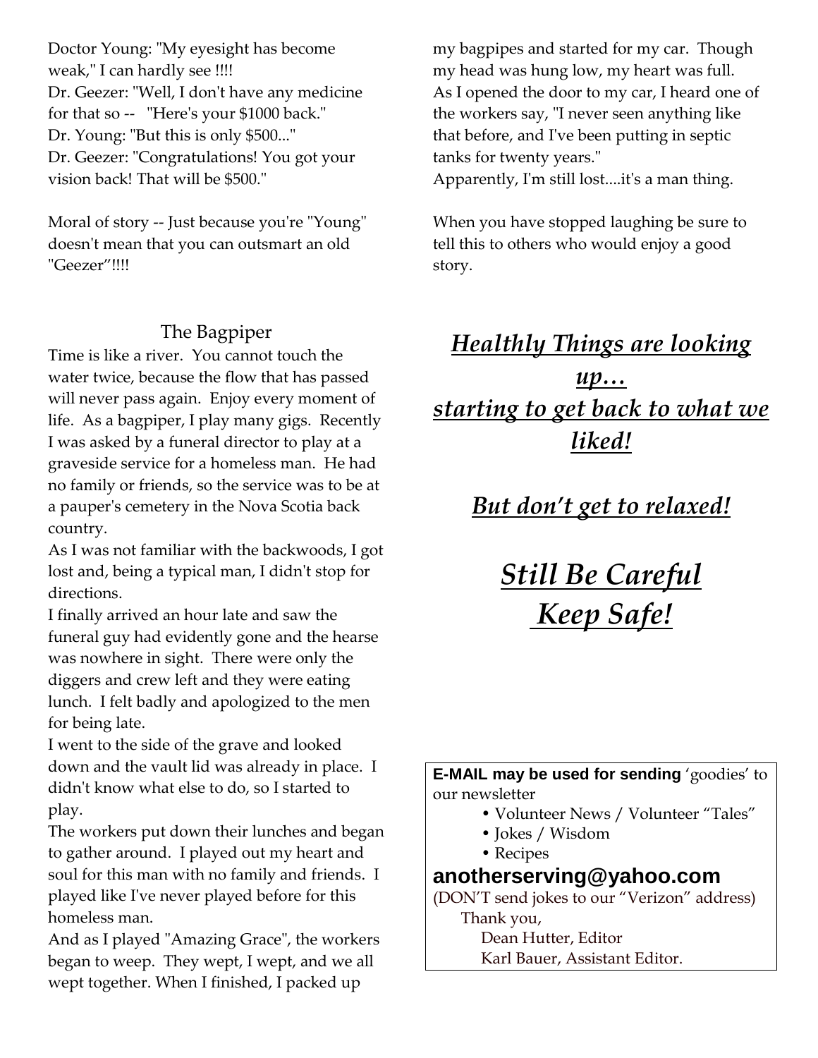Doctor Young: "My eyesight has become weak," I can hardly see !!!!
Dr. Geezer: "Well, I don't have any medicine for that so -- "Here's your $1000 back."
Dr. Young: "But this is only $500..."
Dr. Geezer: "Congratulations! You got your vision back! That will be $500."

Moral of story -- Just because you're "Young" doesn't mean that you can outsmart an old "Geezer"!!!!

## The Bagpiper

Time is like a river. You cannot touch the water twice, because the flow that has passed will never pass again. Enjoy every moment of life. As a bagpiper, I play many gigs. Recently I was asked by a funeral director to play at a graveside service for a homeless man. He had no family or friends, so the service was to be at a pauper's cemetery in the Nova Scotia back country.
As I was not familiar with the backwoods, I got lost and, being a typical man, I didn't stop for directions.
I finally arrived an hour late and saw the funeral guy had evidently gone and the hearse was nowhere in sight. There were only the diggers and crew left and they were eating lunch. I felt badly and apologized to the men for being late.
I went to the side of the grave and looked down and the vault lid was already in place. I didn't know what else to do, so I started to play.
The workers put down their lunches and began to gather around. I played out my heart and soul for this man with no family and friends. I played like I've never played before for this homeless man.
And as I played "Amazing Grace", the workers began to weep. They wept, I wept, and we all wept together. When I finished, I packed up my bagpipes and started for my car. Though my head was hung low, my heart was full.
As I opened the door to my car, I heard one of the workers say, "I never seen anything like that before, and I've been putting in septic tanks for twenty years."
Apparently, I'm still lost....it's a man thing.

When you have stopped laughing be sure to tell this to others who would enjoy a good story.

## ***Healthly Things are looking up… starting to get back to what we liked!***

## ***But don't get to relaxed!***

## ***Still Be Careful Keep Safe!***

**E-MAIL may be used for sending** 'goodies' to our newsletter

- Volunteer News / Volunteer "Tales"
- Jokes / Wisdom
- Recipes

**anotherserving@yahoo.com**

(DON'T send jokes to our "Verizon" address)
Thank you,
Dean Hutter, Editor
Karl Bauer, Assistant Editor.